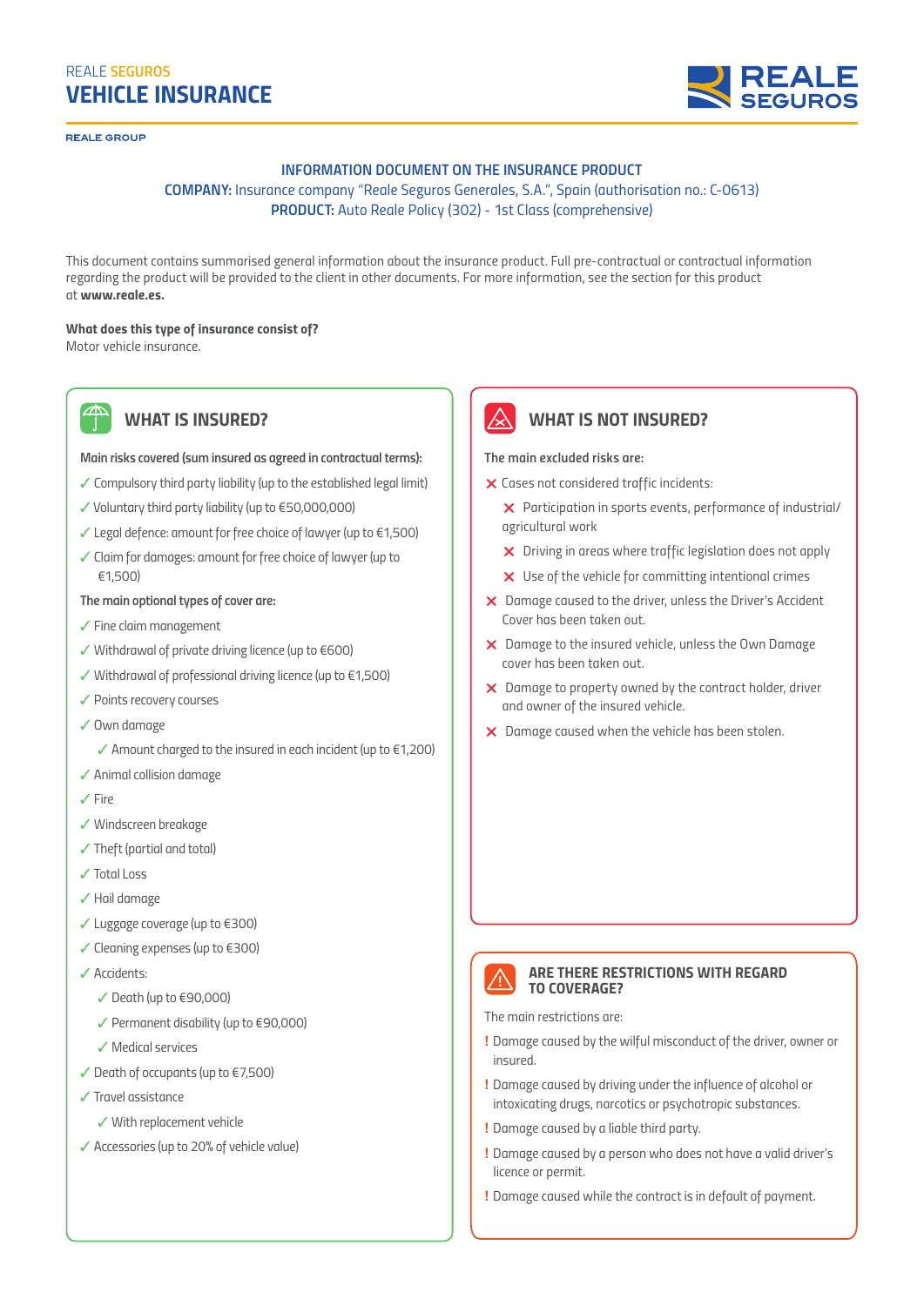REALE **SEGUROS**

# VEHICLE INSURANCE

REALE SEGUROS

REALE GROUP

**INFORMATION DOCUMENT ON THE INSURANCE PRODUCT**

**COMPANY:** Insurance company "Reale Seguros Generales, S.A.", Spain (authorisation no.: C-0613)

**PRODUCT:** Auto Reale Policy (302) - 1st Class (comprehensive)

This document contains summarised general information about the insurance product. Full pre-contractual or contractual information regarding the product will be provided to the client in other documents. For more information, see the section for this product at **www.reale.es.**

**What does this type of insurance consist of?**

Motor vehicle insurance.

## WHAT IS INSURED?

**Main risks covered (sum insured as agreed in contractual terms):**

- ✓ Compulsory third party liability (up to the established legal limit)
- ✓ Voluntary third party liability (up to €50,000,000)
- ✓ Legal defence: amount for free choice of lawyer (up to €1,500)
- ✓ Claim for damages: amount for free choice of lawyer (up to €1,500)

**The main optional types of cover are:**

- ✓ Fine claim management
- ✓ Withdrawal of private driving licence (up to €600)
- ✓ Withdrawal of professional driving licence (up to €1,500)
- ✓ Points recovery courses
- ✓ Own damage
  - ✓ Amount charged to the insured in each incident (up to €1,200)
- ✓ Animal collision damage
- ✓ Fire
- ✓ Windscreen breakage
- ✓ Theft (partial and total)
- ✓ Total Loss
- ✓ Hail damage
- ✓ Luggage coverage (up to €300)
- ✓ Cleaning expenses (up to €300)
- ✓ Accidents:
  - ✓ Death (up to €90,000)
  - ✓ Permanent disability (up to €90,000)
  - ✓ Medical services
- ✓ Death of occupants (up to €7,500)
- ✓ Travel assistance
  - ✓ With replacement vehicle
- ✓ Accessories (up to 20% of vehicle value)

## WHAT IS NOT INSURED?

**The main excluded risks are:**

- ✕ Cases not considered traffic incidents:
  - ✕ Participation in sports events, performance of industrial/agricultural work
  - ✕ Driving in areas where traffic legislation does not apply
  - ✕ Use of the vehicle for committing intentional crimes
- ✕ Damage caused to the driver, unless the Driver's Accident Cover has been taken out.
- ✕ Damage to the insured vehicle, unless the Own Damage cover has been taken out.
- ✕ Damage to property owned by the contract holder, driver and owner of the insured vehicle.
- ✕ Damage caused when the vehicle has been stolen.

## ARE THERE RESTRICTIONS WITH REGARD TO COVERAGE?

The main restrictions are:

- ! Damage caused by the wilful misconduct of the driver, owner or insured.
- ! Damage caused by driving under the influence of alcohol or intoxicating drugs, narcotics or psychotropic substances.
- ! Damage caused by a liable third party.
- ! Damage caused by a person who does not have a valid driver's licence or permit.
- ! Damage caused while the contract is in default of payment.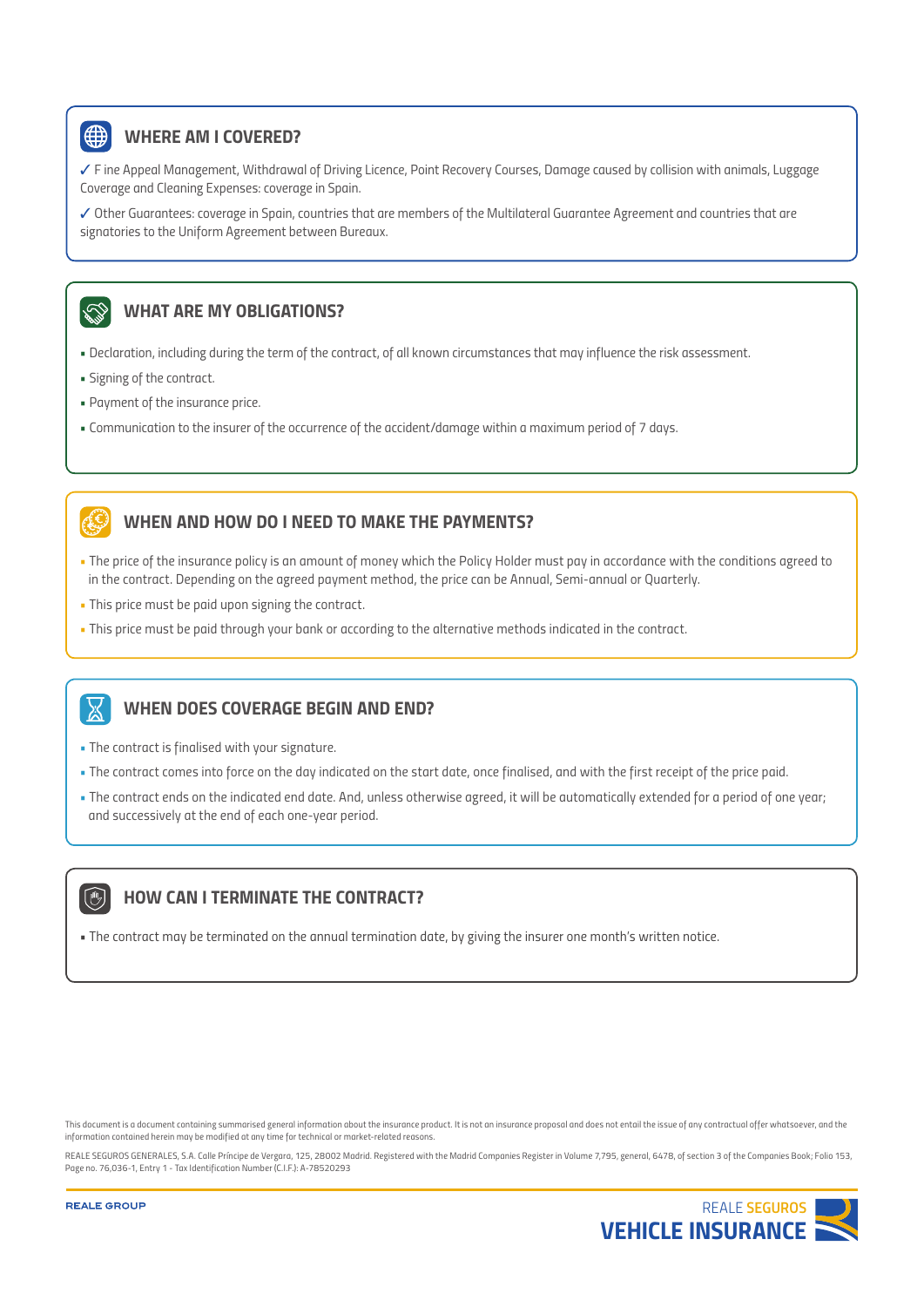## WHERE AM I COVERED?

✓ F ine Appeal Management, Withdrawal of Driving Licence, Point Recovery Courses, Damage caused by collision with animals, Luggage Coverage and Cleaning Expenses: coverage in Spain.

✓ Other Guarantees: coverage in Spain, countries that are members of the Multilateral Guarantee Agreement and countries that are signatories to the Uniform Agreement between Bureaux.

## WHAT ARE MY OBLIGATIONS?

- Declaration, including during the term of the contract, of all known circumstances that may influence the risk assessment.
- Signing of the contract.
- Payment of the insurance price.
- Communication to the insurer of the occurrence of the accident/damage within a maximum period of 7 days.

## WHEN AND HOW DO I NEED TO MAKE THE PAYMENTS?

- The price of the insurance policy is an amount of money which the Policy Holder must pay in accordance with the conditions agreed to in the contract. Depending on the agreed payment method, the price can be Annual, Semi-annual or Quarterly.
- This price must be paid upon signing the contract.
- This price must be paid through your bank or according to the alternative methods indicated in the contract.

## WHEN DOES COVERAGE BEGIN AND END?

- The contract is finalised with your signature.
- The contract comes into force on the day indicated on the start date, once finalised, and with the first receipt of the price paid.
- The contract ends on the indicated end date. And, unless otherwise agreed, it will be automatically extended for a period of one year; and successively at the end of each one-year period.

## HOW CAN I TERMINATE THE CONTRACT?

- The contract may be terminated on the annual termination date, by giving the insurer one month's written notice.

This document is a document containing summarised general information about the insurance product. It is not an insurance proposal and does not entail the issue of any contractual offer whatsoever, and the information contained herein may be modified at any time for technical or market-related reasons.

REALE SEGUROS GENERALES, S.A. Calle Príncipe de Vergara, 125, 28002 Madrid. Registered with the Madrid Companies Register in Volume 7,795, general, 6478, of section 3 of the Companies Book; Folio 153, Page no. 76,036-1, Entry 1 - Tax Identification Number (C.I.F.): A-78520293

REALE GROUP

REALE SEGUROS
VEHICLE INSURANCE